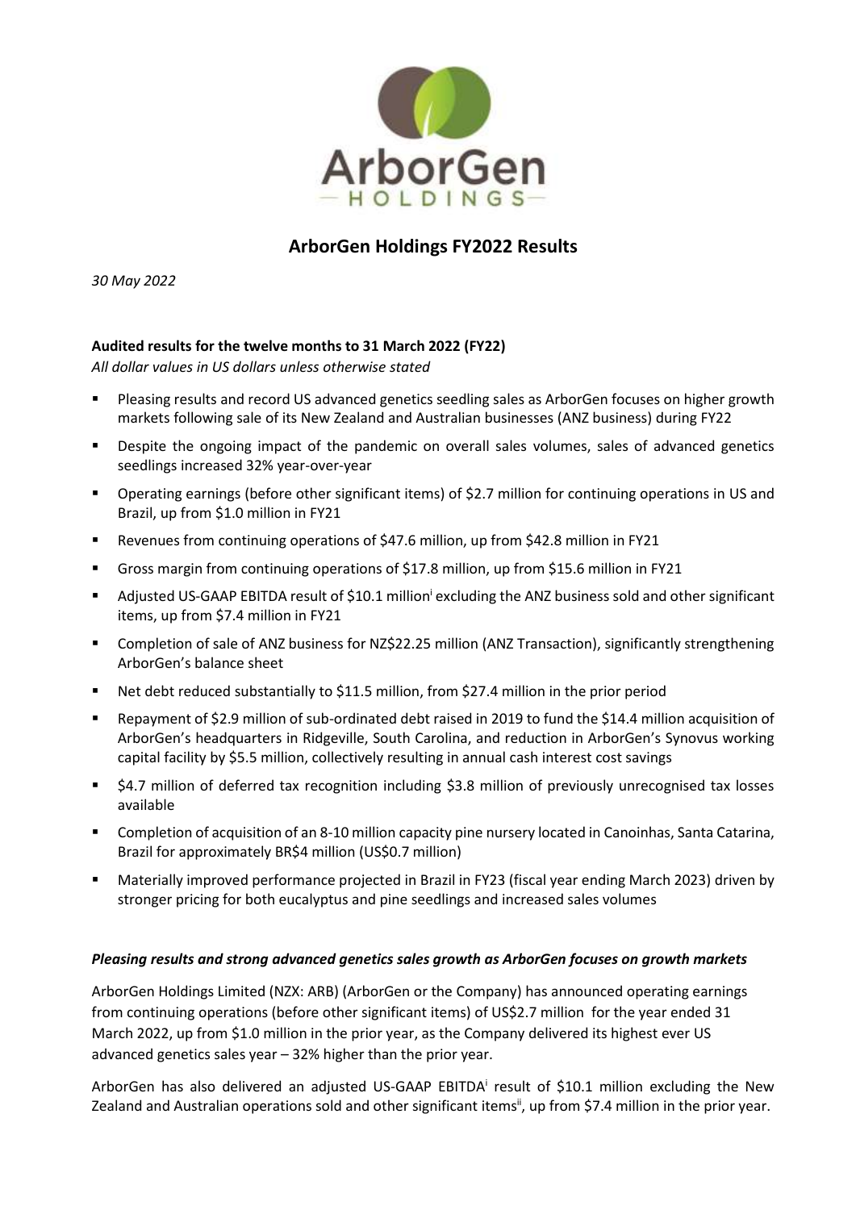# ArborGen Holdings FY2022 Results

*30 May 2022*

**Audited results for the twelve months to 31 March 2022 (FY22)**

*All dollar values in US dollars unless otherwise stated*

- Pleasing results and record US advanced genetics seedling sales as ArborGen focuses on higher growth markets following sale of its New Zealand and Australian businesses (ANZ business) during FY22
- Despite the ongoing impact of the pandemic on overall sales volumes, sales of advanced genetics seedlings increased 32% year-over-year
- Operating earnings (before other significant items) of $2.7 million for continuing operations in US and Brazil, up from $1.0 million in FY21
- Revenues from continuing operations of $47.6 million, up from $42.8 million in FY21
- Gross margin from continuing operations of $17.8 million, up from $15.6 million in FY21
- Adjusted US-GAAP EBITDA result of $10.1 million[i] excluding the ANZ business sold and other significant items, up from $7.4 million in FY21
- Completion of sale of ANZ business for NZ$22.25 million (ANZ Transaction), significantly strengthening ArborGen's balance sheet
- Net debt reduced substantially to $11.5 million, from $27.4 million in the prior period
- Repayment of $2.9 million of sub-ordinated debt raised in 2019 to fund the $14.4 million acquisition of ArborGen's headquarters in Ridgeville, South Carolina, and reduction in ArborGen's Synovus working capital facility by $5.5 million, collectively resulting in annual cash interest cost savings
- $4.7 million of deferred tax recognition including $3.8 million of previously unrecognised tax losses available
- Completion of acquisition of an 8-10 million capacity pine nursery located in Canoinhas, Santa Catarina, Brazil for approximately BR$4 million (US$0.7 million)
- Materially improved performance projected in Brazil in FY23 (fiscal year ending March 2023) driven by stronger pricing for both eucalyptus and pine seedlings and increased sales volumes

### *Pleasing results and strong advanced genetics sales growth as ArborGen focuses on growth markets*

ArborGen Holdings Limited (NZX: ARB) (ArborGen or the Company) has announced operating earnings from continuing operations (before other significant items) of US$2.7 million for the year ended 31 March 2022, up from $1.0 million in the prior year, as the Company delivered its highest ever US advanced genetics sales year – 32% higher than the prior year.

ArborGen has also delivered an adjusted US-GAAP EBITDA[i] result of $10.1 million excluding the New Zealand and Australian operations sold and other significant items[ii], up from $7.4 million in the prior year.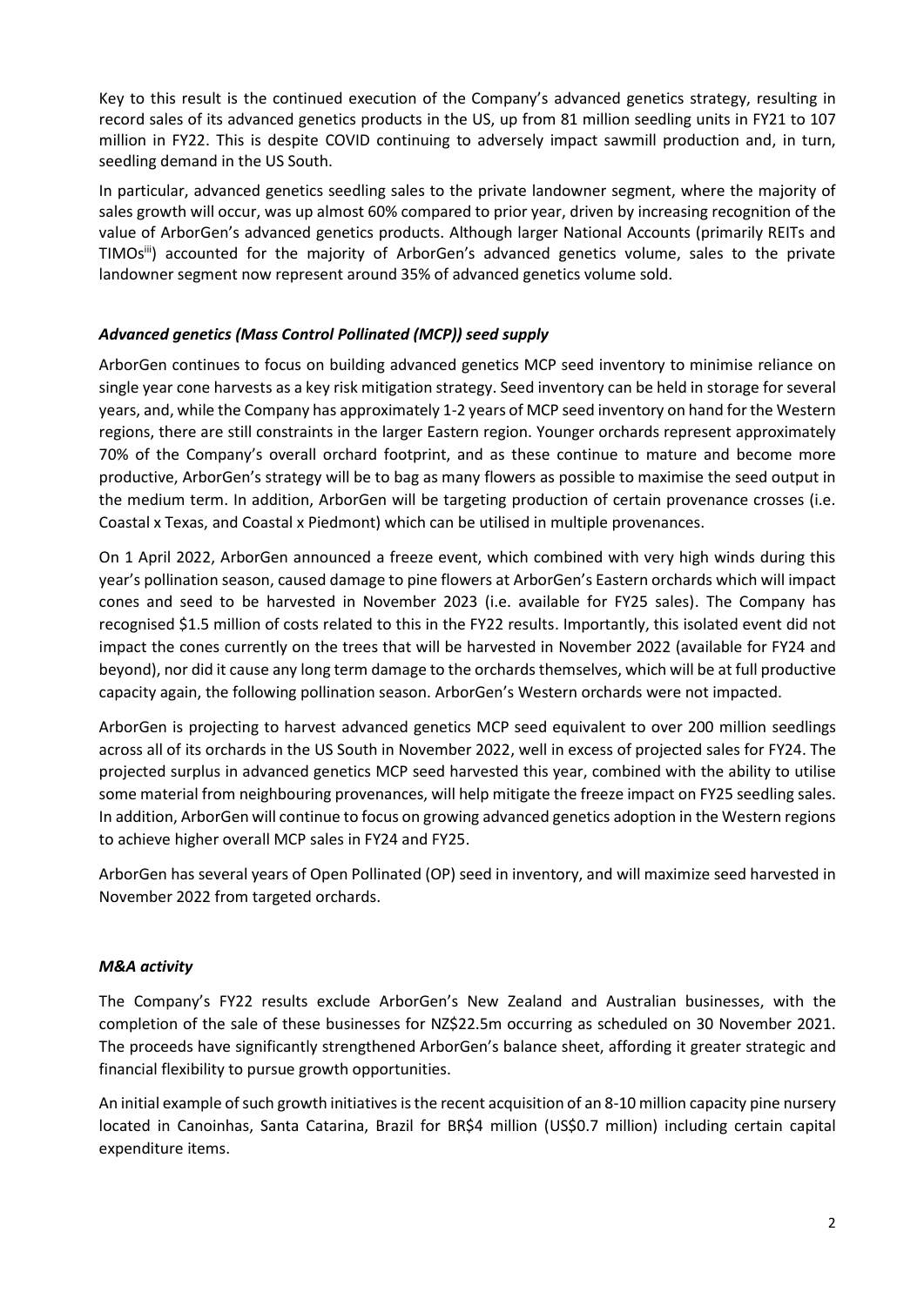Key to this result is the continued execution of the Company's advanced genetics strategy, resulting in record sales of its advanced genetics products in the US, up from 81 million seedling units in FY21 to 107 million in FY22. This is despite COVID continuing to adversely impact sawmill production and, in turn, seedling demand in the US South.

In particular, advanced genetics seedling sales to the private landowner segment, where the majority of sales growth will occur, was up almost 60% compared to prior year, driven by increasing recognition of the value of ArborGen's advanced genetics products. Although larger National Accounts (primarily REITs and TIMOs[iii]) accounted for the majority of ArborGen's advanced genetics volume, sales to the private landowner segment now represent around 35% of advanced genetics volume sold.

### *Advanced genetics (Mass Control Pollinated (MCP)) seed supply*

ArborGen continues to focus on building advanced genetics MCP seed inventory to minimise reliance on single year cone harvests as a key risk mitigation strategy. Seed inventory can be held in storage for several years, and, while the Company has approximately 1-2 years of MCP seed inventory on hand for the Western regions, there are still constraints in the larger Eastern region. Younger orchards represent approximately 70% of the Company's overall orchard footprint, and as these continue to mature and become more productive, ArborGen's strategy will be to bag as many flowers as possible to maximise the seed output in the medium term. In addition, ArborGen will be targeting production of certain provenance crosses (i.e. Coastal x Texas, and Coastal x Piedmont) which can be utilised in multiple provenances.

On 1 April 2022, ArborGen announced a freeze event, which combined with very high winds during this year's pollination season, caused damage to pine flowers at ArborGen's Eastern orchards which will impact cones and seed to be harvested in November 2023 (i.e. available for FY25 sales). The Company has recognised $1.5 million of costs related to this in the FY22 results. Importantly, this isolated event did not impact the cones currently on the trees that will be harvested in November 2022 (available for FY24 and beyond), nor did it cause any long term damage to the orchards themselves, which will be at full productive capacity again, the following pollination season. ArborGen's Western orchards were not impacted.

ArborGen is projecting to harvest advanced genetics MCP seed equivalent to over 200 million seedlings across all of its orchards in the US South in November 2022, well in excess of projected sales for FY24. The projected surplus in advanced genetics MCP seed harvested this year, combined with the ability to utilise some material from neighbouring provenances, will help mitigate the freeze impact on FY25 seedling sales. In addition, ArborGen will continue to focus on growing advanced genetics adoption in the Western regions to achieve higher overall MCP sales in FY24 and FY25.

ArborGen has several years of Open Pollinated (OP) seed in inventory, and will maximize seed harvested in November 2022 from targeted orchards.

### *M&A activity*

The Company's FY22 results exclude ArborGen's New Zealand and Australian businesses, with the completion of the sale of these businesses for NZ$22.5m occurring as scheduled on 30 November 2021. The proceeds have significantly strengthened ArborGen's balance sheet, affording it greater strategic and financial flexibility to pursue growth opportunities.

An initial example of such growth initiatives is the recent acquisition of an 8-10 million capacity pine nursery located in Canoinhas, Santa Catarina, Brazil for BR$4 million (US$0.7 million) including certain capital expenditure items.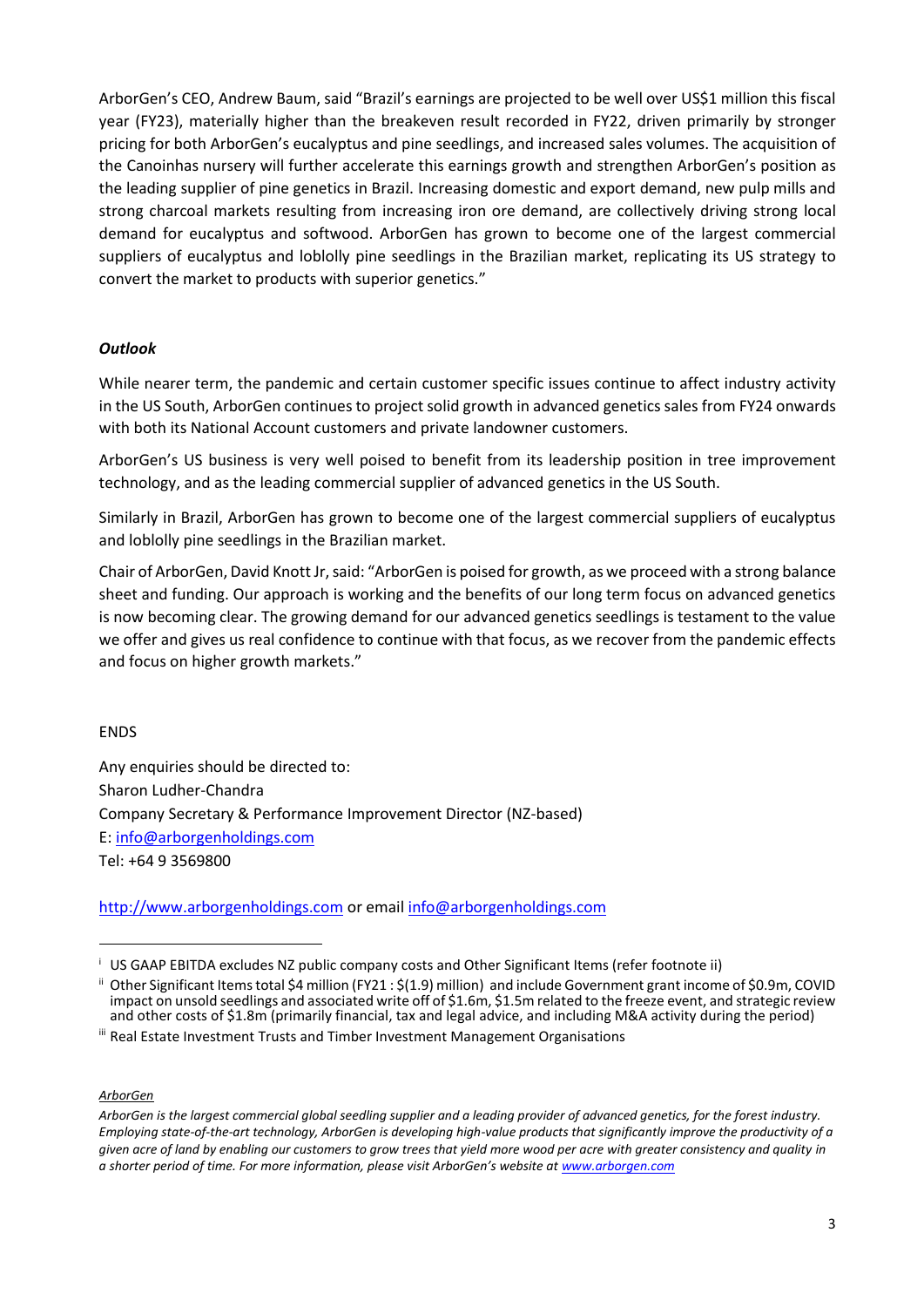ArborGen's CEO, Andrew Baum, said "Brazil's earnings are projected to be well over US$1 million this fiscal year (FY23), materially higher than the breakeven result recorded in FY22, driven primarily by stronger pricing for both ArborGen's eucalyptus and pine seedlings, and increased sales volumes. The acquisition of the Canoinhas nursery will further accelerate this earnings growth and strengthen ArborGen's position as the leading supplier of pine genetics in Brazil. Increasing domestic and export demand, new pulp mills and strong charcoal markets resulting from increasing iron ore demand, are collectively driving strong local demand for eucalyptus and softwood. ArborGen has grown to become one of the largest commercial suppliers of eucalyptus and loblolly pine seedlings in the Brazilian market, replicating its US strategy to convert the market to products with superior genetics."

### ***Outlook***

While nearer term, the pandemic and certain customer specific issues continue to affect industry activity in the US South, ArborGen continues to project solid growth in advanced genetics sales from FY24 onwards with both its National Account customers and private landowner customers.

ArborGen's US business is very well poised to benefit from its leadership position in tree improvement technology, and as the leading commercial supplier of advanced genetics in the US South.

Similarly in Brazil, ArborGen has grown to become one of the largest commercial suppliers of eucalyptus and loblolly pine seedlings in the Brazilian market.

Chair of ArborGen, David Knott Jr, said: "ArborGen is poised for growth, as we proceed with a strong balance sheet and funding. Our approach is working and the benefits of our long term focus on advanced genetics is now becoming clear. The growing demand for our advanced genetics seedlings is testament to the value we offer and gives us real confidence to continue with that focus, as we recover from the pandemic effects and focus on higher growth markets."

ENDS

Any enquiries should be directed to:
Sharon Ludher-Chandra
Company Secretary & Performance Improvement Director (NZ-based)
E: info@arborgenholdings.com
Tel: +64 9 3569800

http://www.arborgenholdings.com or email info@arborgenholdings.com

---

[i] US GAAP EBITDA excludes NZ public company costs and Other Significant Items (refer footnote ii)

[ii] Other Significant Items total $4 million (FY21 : $(1.9) million) and include Government grant income of $0.9m, COVID impact on unsold seedlings and associated write off of $1.6m, $1.5m related to the freeze event, and strategic review and other costs of $1.8m (primarily financial, tax and legal advice, and including M&A activity during the period)

[iii] Real Estate Investment Trusts and Timber Investment Management Organisations

*ArborGen*

*ArborGen is the largest commercial global seedling supplier and a leading provider of advanced genetics, for the forest industry. Employing state-of-the-art technology, ArborGen is developing high-value products that significantly improve the productivity of a given acre of land by enabling our customers to grow trees that yield more wood per acre with greater consistency and quality in a shorter period of time. For more information, please visit ArborGen's website at www.arborgen.com*